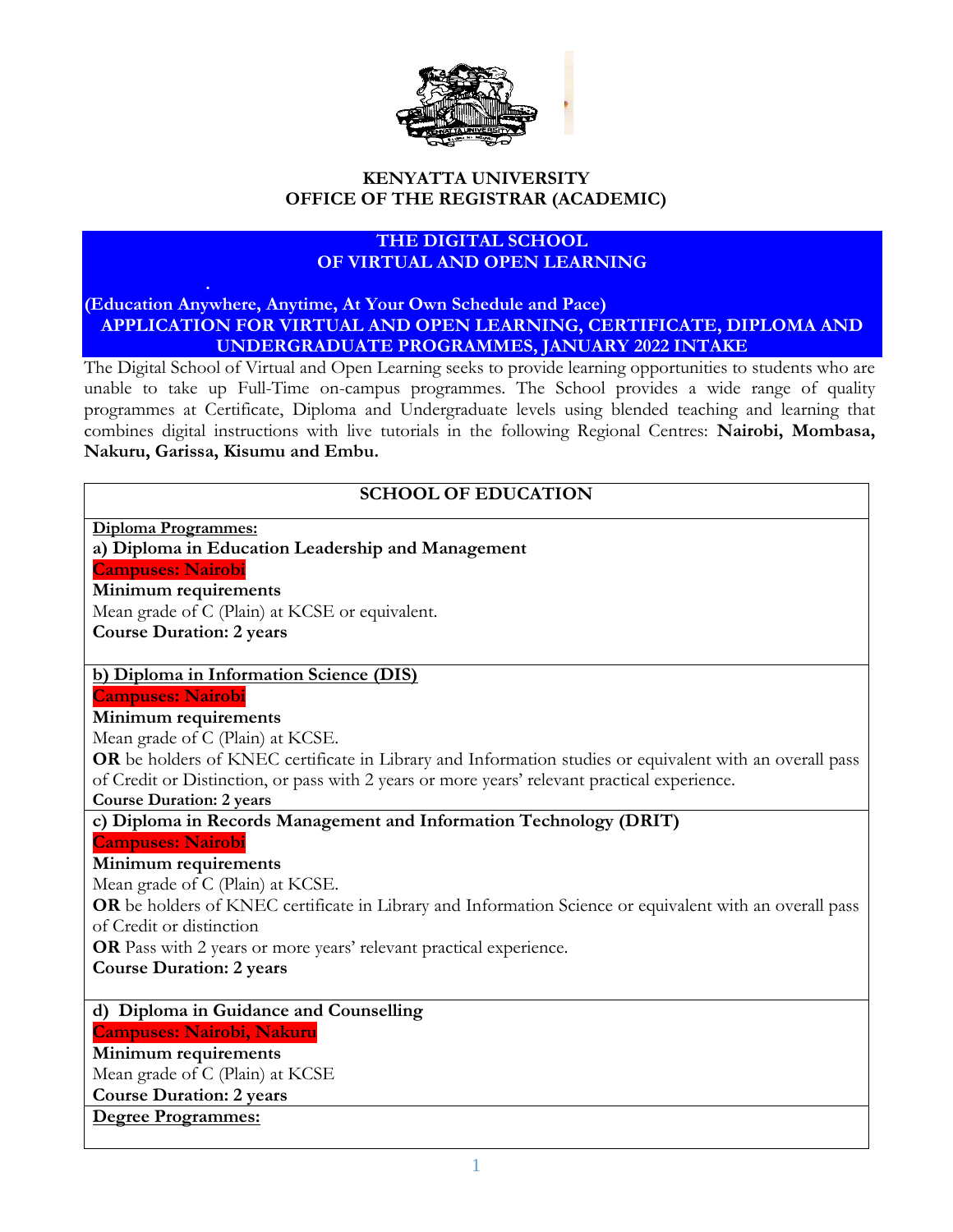**KENYATTA UNIVERSITY**
**OFFICE OF THE REGISTRAR (ACADEMIC)**

# THE DIGITAL SCHOOL OF VIRTUAL AND OPEN LEARNING

**(Education Anywhere, Anytime, At Your Own Schedule and Pace)**

## APPLICATION FOR VIRTUAL AND OPEN LEARNING, CERTIFICATE, DIPLOMA AND UNDERGRADUATE PROGRAMMES, JANUARY 2022 INTAKE

The Digital School of Virtual and Open Learning seeks to provide learning opportunities to students who are unable to take up Full-Time on-campus programmes. The School provides a wide range of quality programmes at Certificate, Diploma and Undergraduate levels using blended teaching and learning that combines digital instructions with live tutorials in the following Regional Centres: **Nairobi, Mombasa, Nakuru, Garissa, Kisumu and Embu.**

## SCHOOL OF EDUCATION

**Diploma Programmes:**

**a) Diploma in Education Leadership and Management**

**Campuses: Nairobi**

**Minimum requirements**

Mean grade of C (Plain) at KCSE or equivalent.

**Course Duration: 2 years**

**b) Diploma in Information Science (DIS)**

**Campuses: Nairobi**

**Minimum requirements**

Mean grade of C (Plain) at KCSE.

**OR** be holders of KNEC certificate in Library and Information studies or equivalent with an overall pass of Credit or Distinction, or pass with 2 years or more years' relevant practical experience.

**Course Duration: 2 years**

**c) Diploma in Records Management and Information Technology (DRIT)**

**Campuses: Nairobi**

**Minimum requirements**

Mean grade of C (Plain) at KCSE.

**OR** be holders of KNEC certificate in Library and Information Science or equivalent with an overall pass of Credit or distinction

**OR** Pass with 2 years or more years' relevant practical experience.

**Course Duration: 2 years**

**d) Diploma in Guidance and Counselling**

**Campuses: Nairobi, Nakuru**

**Minimum requirements**

Mean grade of C (Plain) at KCSE

**Course Duration: 2 years**

**Degree Programmes:**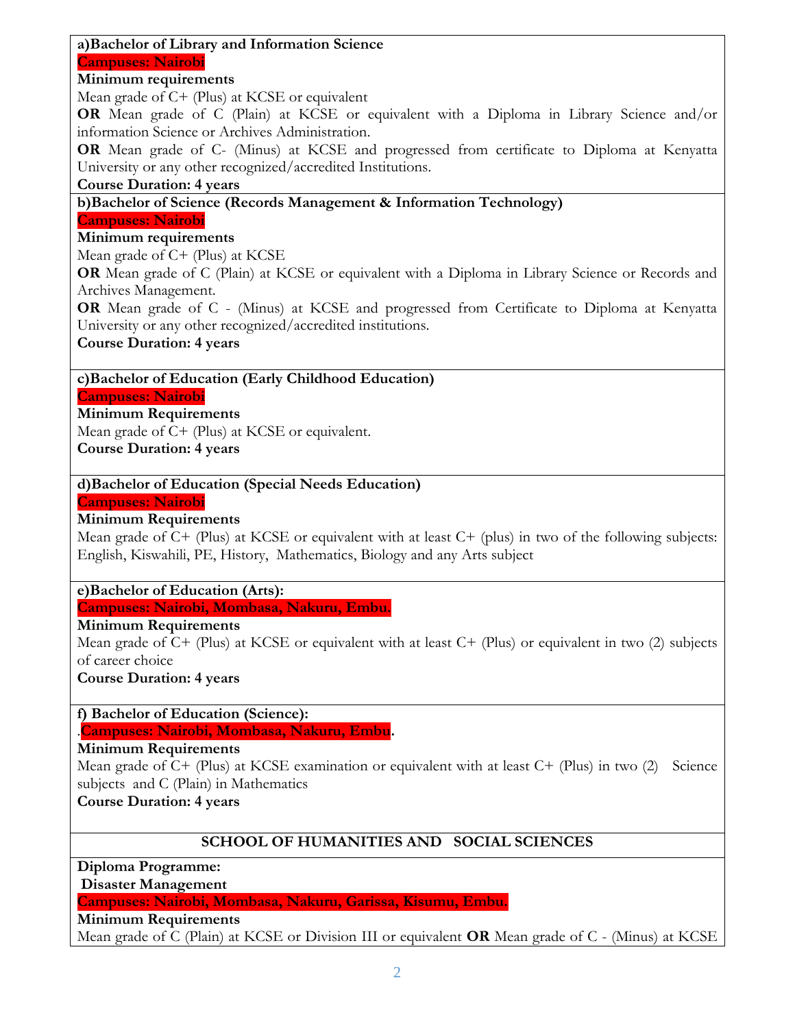**a)Bachelor of Library and Information Science**

**Campuses: Nairobi**

**Minimum requirements**

Mean grade of C+ (Plus) at KCSE or equivalent

**OR** Mean grade of C (Plain) at KCSE or equivalent with a Diploma in Library Science and/or information Science or Archives Administration.

**OR** Mean grade of C- (Minus) at KCSE and progressed from certificate to Diploma at Kenyatta University or any other recognized/accredited Institutions.

**Course Duration: 4 years**

**b)Bachelor of Science (Records Management & Information Technology)**

**Campuses: Nairobi**

**Minimum requirements**

Mean grade of C+ (Plus) at KCSE

**OR** Mean grade of C (Plain) at KCSE or equivalent with a Diploma in Library Science or Records and Archives Management.

**OR** Mean grade of C - (Minus) at KCSE and progressed from Certificate to Diploma at Kenyatta University or any other recognized/accredited institutions.

**Course Duration: 4 years**

**c)Bachelor of Education (Early Childhood Education)**

**Campuses: Nairobi**

**Minimum Requirements**

Mean grade of C+ (Plus) at KCSE or equivalent.

**Course Duration: 4 years**

**d)Bachelor of Education (Special Needs Education)**

**Campuses: Nairobi**

**Minimum Requirements**

Mean grade of C+ (Plus) at KCSE or equivalent with at least C+ (plus) in two of the following subjects: English, Kiswahili, PE, History, Mathematics, Biology and any Arts subject

**e)Bachelor of Education (Arts):**

**Campuses: Nairobi, Mombasa, Nakuru, Embu.**

**Minimum Requirements**

Mean grade of C+ (Plus) at KCSE or equivalent with at least C+ (Plus) or equivalent in two (2) subjects of career choice

**Course Duration: 4 years**

**f) Bachelor of Education (Science):**

.**Campuses: Nairobi, Mombasa, Nakuru, Embu.**

**Minimum Requirements**

Mean grade of C+ (Plus) at KCSE examination or equivalent with at least C+ (Plus) in two (2) Science subjects and C (Plain) in Mathematics

**Course Duration: 4 years**

## SCHOOL OF HUMANITIES AND SOCIAL SCIENCES

**Diploma Programme:**

**Disaster Management**

**Campuses: Nairobi, Mombasa, Nakuru, Garissa, Kisumu, Embu.**

**Minimum Requirements**

Mean grade of C (Plain) at KCSE or Division III or equivalent **OR** Mean grade of C - (Minus) at KCSE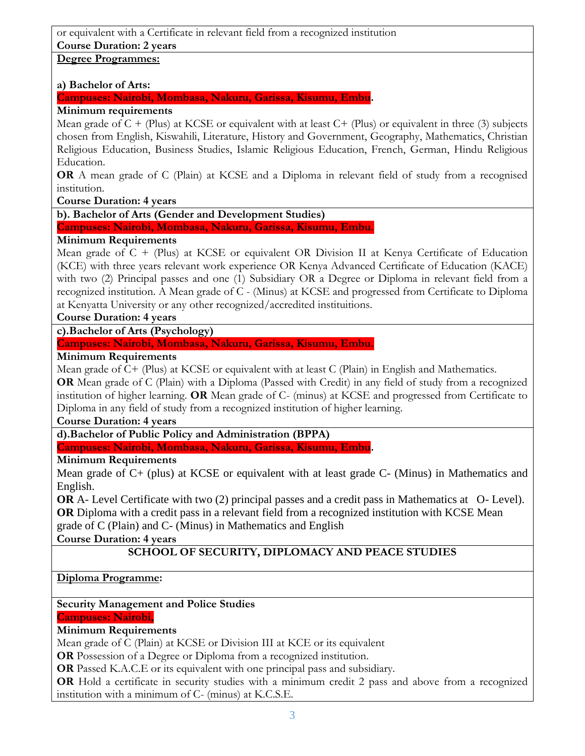or equivalent with a Certificate in relevant field from a recognized institution

**Course Duration: 2 years**

**Degree Programmes:**

**a) Bachelor of Arts:**

**Campuses: Nairobi, Mombasa, Nakuru, Garissa, Kisumu, Embu.**

**Minimum requirements**

Mean grade of C + (Plus) at KCSE or equivalent with at least C+ (Plus) or equivalent in three (3) subjects chosen from English, Kiswahili, Literature, History and Government, Geography, Mathematics, Christian Religious Education, Business Studies, Islamic Religious Education, French, German, Hindu Religious Education.

**OR** A mean grade of C (Plain) at KCSE and a Diploma in relevant field of study from a recognised institution.

**Course Duration: 4 years**

**b). Bachelor of Arts (Gender and Development Studies)**

**Campuses: Nairobi, Mombasa, Nakuru, Garissa, Kisumu, Embu.**

**Minimum Requirements**

Mean grade of C + (Plus) at KCSE or equivalent OR Division II at Kenya Certificate of Education (KCE) with three years relevant work experience OR Kenya Advanced Certificate of Education (KACE) with two (2) Principal passes and one (1) Subsidiary OR a Degree or Diploma in relevant field from a recognized institution. A Mean grade of C - (Minus) at KCSE and progressed from Certificate to Diploma at Kenyatta University or any other recognized/accredited instituitions.

**Course Duration: 4 years**

**c).Bachelor of Arts (Psychology)**

**Campuses: Nairobi, Mombasa, Nakuru, Garissa, Kisumu, Embu.**

**Minimum Requirements**

Mean grade of C+ (Plus) at KCSE or equivalent with at least C (Plain) in English and Mathematics.

**OR** Mean grade of C (Plain) with a Diploma (Passed with Credit) in any field of study from a recognized institution of higher learning. **OR** Mean grade of C- (minus) at KCSE and progressed from Certificate to Diploma in any field of study from a recognized institution of higher learning.

**Course Duration: 4 years**

**d).Bachelor of Public Policy and Administration (BPPA)**

**Campuses: Nairobi, Mombasa, Nakuru, Garissa, Kisumu, Embu.**

**Minimum Requirements**

Mean grade of C+ (plus) at KCSE or equivalent with at least grade C- (Minus) in Mathematics and English.

**OR** A- Level Certificate with two (2) principal passes and a credit pass in Mathematics at O- Level).

**OR** Diploma with a credit pass in a relevant field from a recognized institution with KCSE Mean grade of C (Plain) and C- (Minus) in Mathematics and English

**Course Duration: 4 years**

## SCHOOL OF SECURITY, DIPLOMACY AND PEACE STUDIES

**Diploma Programme:**

**Security Management and Police Studies**

**Campuses: Nairobi,**

**Minimum Requirements**

Mean grade of C (Plain) at KCSE or Division III at KCE or its equivalent

**OR** Possession of a Degree or Diploma from a recognized institution.

**OR** Passed K.A.C.E or its equivalent with one principal pass and subsidiary.

**OR** Hold a certificate in security studies with a minimum credit 2 pass and above from a recognized institution with a minimum of C- (minus) at K.C.S.E.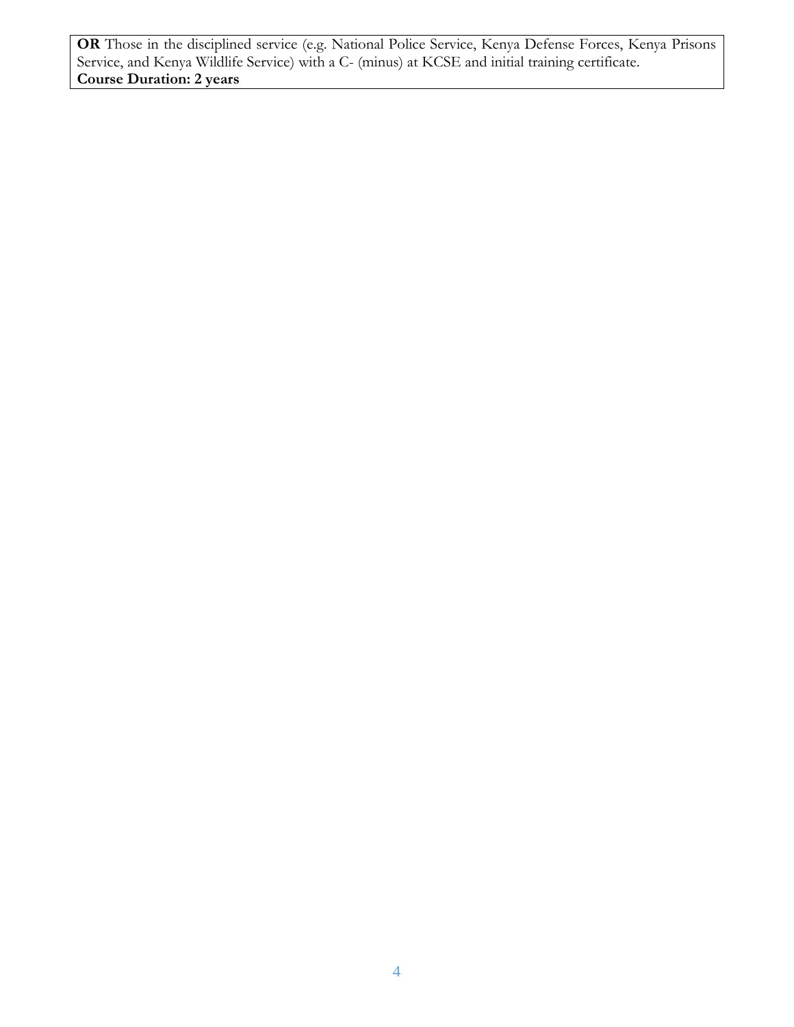**OR** Those in the disciplined service (e.g. National Police Service, Kenya Defense Forces, Kenya Prisons Service, and Kenya Wildlife Service) with a C- (minus) at KCSE and initial training certificate.
**Course Duration: 2 years**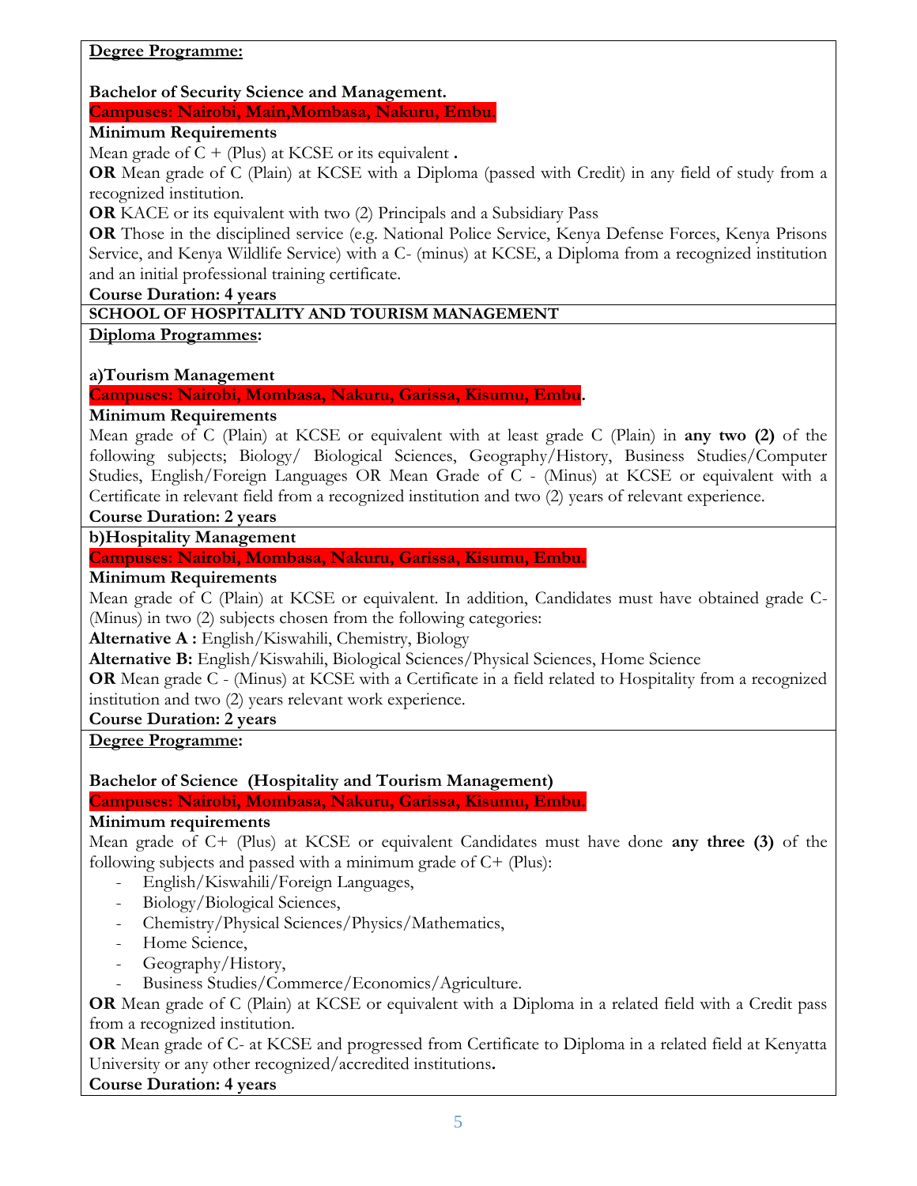**Degree Programme:**

**Bachelor of Security Science and Management.**

**Campuses: Nairobi, Main,Mombasa, Nakuru, Embu.**

**Minimum Requirements**

Mean grade of C + (Plus) at KCSE or its equivalent **.**

**OR** Mean grade of C (Plain) at KCSE with a Diploma (passed with Credit) in any field of study from a recognized institution.

**OR** KACE or its equivalent with two (2) Principals and a Subsidiary Pass

**OR** Those in the disciplined service (e.g. National Police Service, Kenya Defense Forces, Kenya Prisons Service, and Kenya Wildlife Service) with a C- (minus) at KCSE, a Diploma from a recognized institution and an initial professional training certificate.

**Course Duration: 4 years**

## SCHOOL OF HOSPITALITY AND TOURISM MANAGEMENT

**Diploma Programmes:**

**a)Tourism Management**

**Campuses: Nairobi, Mombasa, Nakuru, Garissa, Kisumu, Embu.**

**Minimum Requirements**

Mean grade of C (Plain) at KCSE or equivalent with at least grade C (Plain) in **any two (2)** of the following subjects; Biology/ Biological Sciences, Geography/History, Business Studies/Computer Studies, English/Foreign Languages OR Mean Grade of C - (Minus) at KCSE or equivalent with a Certificate in relevant field from a recognized institution and two (2) years of relevant experience.

**Course Duration: 2 years**

**b)Hospitality Management**

**Campuses: Nairobi, Mombasa, Nakuru, Garissa, Kisumu, Embu.**

**Minimum Requirements**

Mean grade of C (Plain) at KCSE or equivalent. In addition, Candidates must have obtained grade C- (Minus) in two (2) subjects chosen from the following categories:

**Alternative A :** English/Kiswahili, Chemistry, Biology

**Alternative B:** English/Kiswahili, Biological Sciences/Physical Sciences, Home Science

**OR** Mean grade C - (Minus) at KCSE with a Certificate in a field related to Hospitality from a recognized institution and two (2) years relevant work experience.

**Course Duration: 2 years**

**Degree Programme:**

**Bachelor of Science (Hospitality and Tourism Management)**

**Campuses: Nairobi, Mombasa, Nakuru, Garissa, Kisumu, Embu.**

**Minimum requirements**

Mean grade of C+ (Plus) at KCSE or equivalent Candidates must have done **any three (3)** of the following subjects and passed with a minimum grade of C+ (Plus):

- English/Kiswahili/Foreign Languages,
- Biology/Biological Sciences,
- Chemistry/Physical Sciences/Physics/Mathematics,
- Home Science,
- Geography/History,
- Business Studies/Commerce/Economics/Agriculture.

**OR** Mean grade of C (Plain) at KCSE or equivalent with a Diploma in a related field with a Credit pass from a recognized institution.

**OR** Mean grade of C- at KCSE and progressed from Certificate to Diploma in a related field at Kenyatta University or any other recognized/accredited institutions**.**

**Course Duration: 4 years**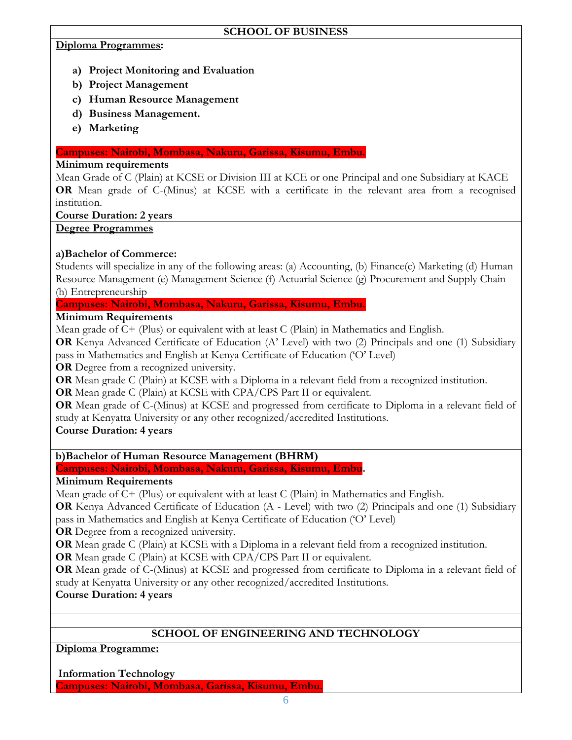## SCHOOL OF BUSINESS

**Diploma Programmes:**

a) **Project Monitoring and Evaluation**
b) **Project Management**
c) **Human Resource Management**
d) **Business Management.**
e) **Marketing**

**Campuses: Nairobi, Mombasa, Nakuru, Garissa, Kisumu, Embu.**

**Minimum requirements**

Mean Grade of C (Plain) at KCSE or Division III at KCE or one Principal and one Subsidiary at KACE **OR** Mean grade of C-(Minus) at KCSE with a certificate in the relevant area from a recognised institution.

**Course Duration: 2 years**

**Degree Programmes**

**a)Bachelor of Commerce:**

Students will specialize in any of the following areas: (a) Accounting, (b) Finance(c) Marketing (d) Human Resource Management (e) Management Science (f) Actuarial Science (g) Procurement and Supply Chain (h) Entrepreneurship

**Campuses: Nairobi, Mombasa, Nakuru, Garissa, Kisumu, Embu.**

**Minimum Requirements**

Mean grade of C+ (Plus) or equivalent with at least C (Plain) in Mathematics and English.

**OR** Kenya Advanced Certificate of Education (A' Level) with two (2) Principals and one (1) Subsidiary pass in Mathematics and English at Kenya Certificate of Education ('O' Level)

**OR** Degree from a recognized university.

**OR** Mean grade C (Plain) at KCSE with a Diploma in a relevant field from a recognized institution.

**OR** Mean grade C (Plain) at KCSE with CPA/CPS Part II or equivalent.

**OR** Mean grade of C-(Minus) at KCSE and progressed from certificate to Diploma in a relevant field of study at Kenyatta University or any other recognized/accredited Institutions.

**Course Duration: 4 years**

**b)Bachelor of Human Resource Management (BHRM)**

**Campuses: Nairobi, Mombasa, Nakuru, Garissa, Kisumu, Embu.**

**Minimum Requirements**

Mean grade of C+ (Plus) or equivalent with at least C (Plain) in Mathematics and English.

**OR** Kenya Advanced Certificate of Education (A - Level) with two (2) Principals and one (1) Subsidiary pass in Mathematics and English at Kenya Certificate of Education ('O' Level)

**OR** Degree from a recognized university.

**OR** Mean grade C (Plain) at KCSE with a Diploma in a relevant field from a recognized institution.

**OR** Mean grade C (Plain) at KCSE with CPA/CPS Part II or equivalent.

**OR** Mean grade of C-(Minus) at KCSE and progressed from certificate to Diploma in a relevant field of study at Kenyatta University or any other recognized/accredited Institutions.

**Course Duration: 4 years**

## SCHOOL OF ENGINEERING AND TECHNOLOGY

**Diploma Programme:**

**Information Technology**

**Campuses: Nairobi, Mombasa, Garissa, Kisumu, Embu.**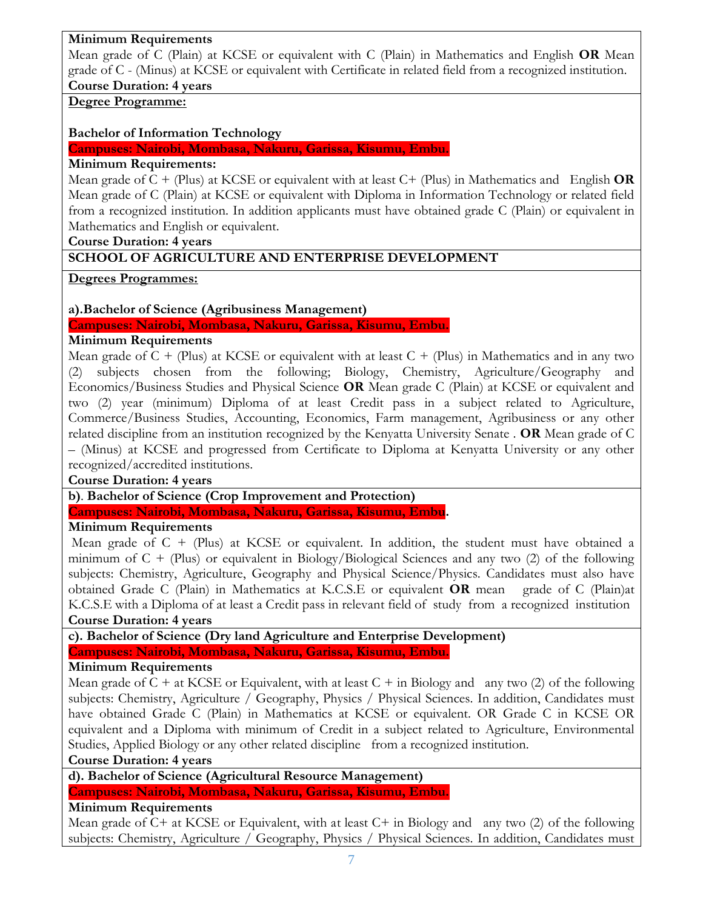**Minimum Requirements**

Mean grade of C (Plain) at KCSE or equivalent with C (Plain) in Mathematics and English **OR** Mean grade of C - (Minus) at KCSE or equivalent with Certificate in related field from a recognized institution.

**Course Duration: 4 years**

**Degree Programme:**

**Bachelor of Information Technology**

**Campuses: Nairobi, Mombasa, Nakuru, Garissa, Kisumu, Embu.**

**Minimum Requirements:**

Mean grade of C + (Plus) at KCSE or equivalent with at least C+ (Plus) in Mathematics and English **OR** Mean grade of C (Plain) at KCSE or equivalent with Diploma in Information Technology or related field from a recognized institution. In addition applicants must have obtained grade C (Plain) or equivalent in Mathematics and English or equivalent.

**Course Duration: 4 years**

## SCHOOL OF AGRICULTURE AND ENTERPRISE DEVELOPMENT

**Degrees Programmes:**

**a).Bachelor of Science (Agribusiness Management)**

**Campuses: Nairobi, Mombasa, Nakuru, Garissa, Kisumu, Embu.**

**Minimum Requirements**

Mean grade of C + (Plus) at KCSE or equivalent with at least C + (Plus) in Mathematics and in any two (2) subjects chosen from the following; Biology, Chemistry, Agriculture/Geography and Economics/Business Studies and Physical Science **OR** Mean grade C (Plain) at KCSE or equivalent and two (2) year (minimum) Diploma of at least Credit pass in a subject related to Agriculture, Commerce/Business Studies, Accounting, Economics, Farm management, Agribusiness or any other related discipline from an institution recognized by the Kenyatta University Senate . **OR** Mean grade of C – (Minus) at KCSE and progressed from Certificate to Diploma at Kenyatta University or any other recognized/accredited institutions.

**Course Duration: 4 years**

**b). Bachelor of Science (Crop Improvement and Protection)**

**Campuses: Nairobi, Mombasa, Nakuru, Garissa, Kisumu, Embu.**

**Minimum Requirements**

Mean grade of C + (Plus) at KCSE or equivalent. In addition, the student must have obtained a minimum of C + (Plus) or equivalent in Biology/Biological Sciences and any two (2) of the following subjects: Chemistry, Agriculture, Geography and Physical Science/Physics. Candidates must also have obtained Grade C (Plain) in Mathematics at K.C.S.E or equivalent **OR** mean grade of C (Plain)at K.C.S.E with a Diploma of at least a Credit pass in relevant field of study from a recognized institution

**Course Duration: 4 years**

**c). Bachelor of Science (Dry land Agriculture and Enterprise Development)**

**Campuses: Nairobi, Mombasa, Nakuru, Garissa, Kisumu, Embu.**

**Minimum Requirements**

Mean grade of C + at KCSE or Equivalent, with at least C + in Biology and any two (2) of the following subjects: Chemistry, Agriculture / Geography, Physics / Physical Sciences. In addition, Candidates must have obtained Grade C (Plain) in Mathematics at KCSE or equivalent. OR Grade C in KCSE OR equivalent and a Diploma with minimum of Credit in a subject related to Agriculture, Environmental Studies, Applied Biology or any other related discipline from a recognized institution.

**Course Duration: 4 years**

**d). Bachelor of Science (Agricultural Resource Management)**

**Campuses: Nairobi, Mombasa, Nakuru, Garissa, Kisumu, Embu.**

**Minimum Requirements**

Mean grade of C+ at KCSE or Equivalent, with at least C+ in Biology and any two (2) of the following subjects: Chemistry, Agriculture / Geography, Physics / Physical Sciences. In addition, Candidates must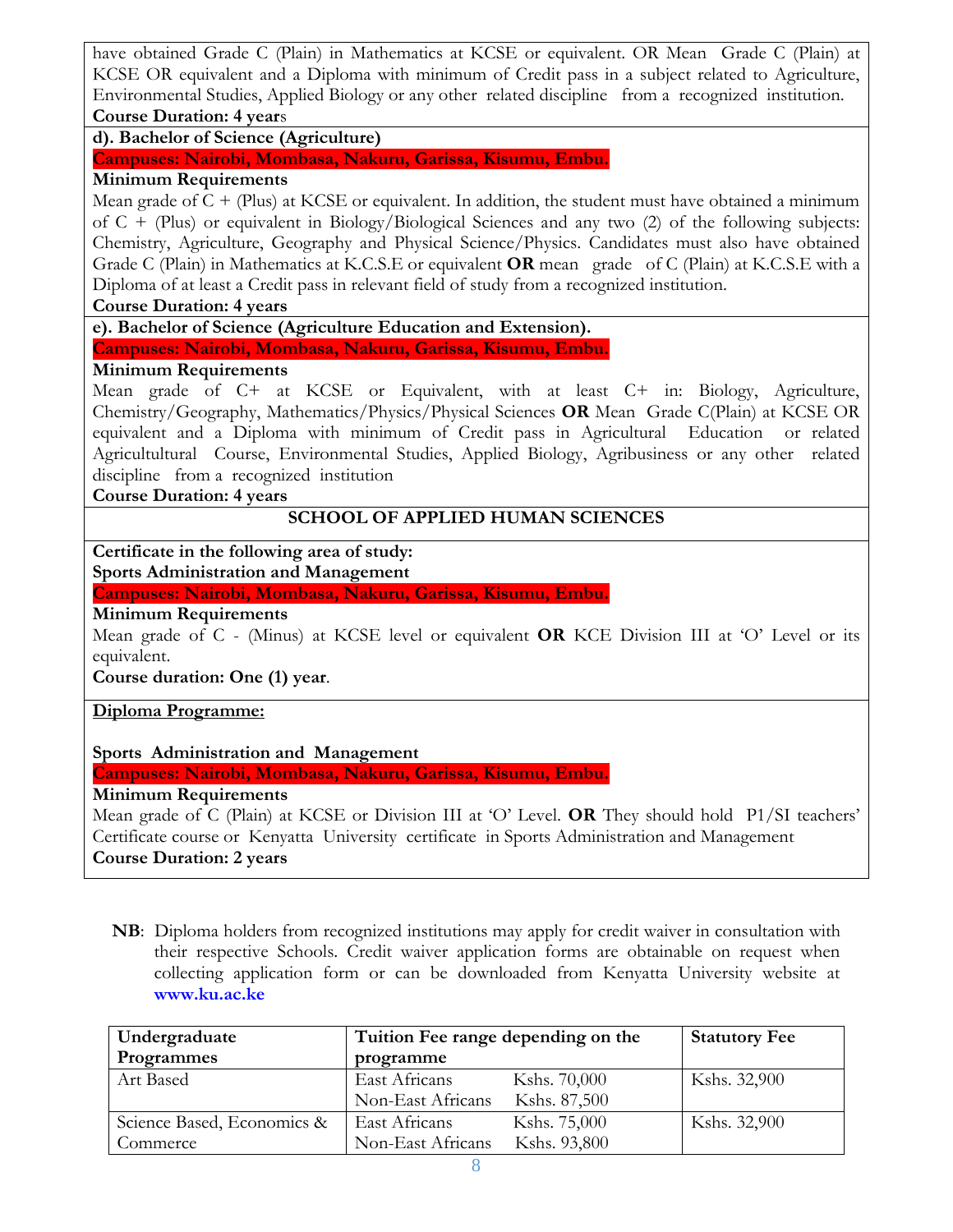have obtained Grade C (Plain) in Mathematics at KCSE or equivalent. OR Mean Grade C (Plain) at KCSE OR equivalent and a Diploma with minimum of Credit pass in a subject related to Agriculture, Environmental Studies, Applied Biology or any other related discipline from a recognized institution.

**Course Duration: 4 years**

**d). Bachelor of Science (Agriculture)**

**Campuses: Nairobi, Mombasa, Nakuru, Garissa, Kisumu, Embu.**

**Minimum Requirements**

Mean grade of C + (Plus) at KCSE or equivalent. In addition, the student must have obtained a minimum of C + (Plus) or equivalent in Biology/Biological Sciences and any two (2) of the following subjects: Chemistry, Agriculture, Geography and Physical Science/Physics. Candidates must also have obtained Grade C (Plain) in Mathematics at K.C.S.E or equivalent **OR** mean grade of C (Plain) at K.C.S.E with a Diploma of at least a Credit pass in relevant field of study from a recognized institution.

**Course Duration: 4 years**

**e). Bachelor of Science (Agriculture Education and Extension).**

**Campuses: Nairobi, Mombasa, Nakuru, Garissa, Kisumu, Embu.**

**Minimum Requirements**

Mean grade of C+ at KCSE or Equivalent, with at least C+ in: Biology, Agriculture, Chemistry/Geography, Mathematics/Physics/Physical Sciences **OR** Mean Grade C(Plain) at KCSE OR equivalent and a Diploma with minimum of Credit pass in Agricultural Education or related Agricultultural Course, Environmental Studies, Applied Biology, Agribusiness or any other related discipline from a recognized institution

**Course Duration: 4 years**

## SCHOOL OF APPLIED HUMAN SCIENCES

**Certificate in the following area of study:**

**Sports Administration and Management**

**Campuses: Nairobi, Mombasa, Nakuru, Garissa, Kisumu, Embu.**

**Minimum Requirements**

Mean grade of C - (Minus) at KCSE level or equivalent **OR** KCE Division III at 'O' Level or its equivalent.

**Course duration: One (1) year**.

**Diploma Programme:**

**Sports Administration and Management**

**Campuses: Nairobi, Mombasa, Nakuru, Garissa, Kisumu, Embu.**

**Minimum Requirements**

Mean grade of C (Plain) at KCSE or Division III at 'O' Level. **OR** They should hold P1/SI teachers' Certificate course or Kenyatta University certificate in Sports Administration and Management

**Course Duration: 2 years**

**NB**: Diploma holders from recognized institutions may apply for credit waiver in consultation with their respective Schools. Credit waiver application forms are obtainable on request when collecting application form or can be downloaded from Kenyatta University website at **www.ku.ac.ke**

| Undergraduate Programmes | Tuition Fee range depending on the programme | | Statutory Fee |
|---|---|---|---|
| Art Based | East Africans | Kshs. 70,000 | Kshs. 32,900 |
| | Non-East Africans | Kshs. 87,500 | |
| Science Based, Economics & Commerce | East Africans | Kshs. 75,000 | Kshs. 32,900 |
| | Non-East Africans | Kshs. 93,800 | |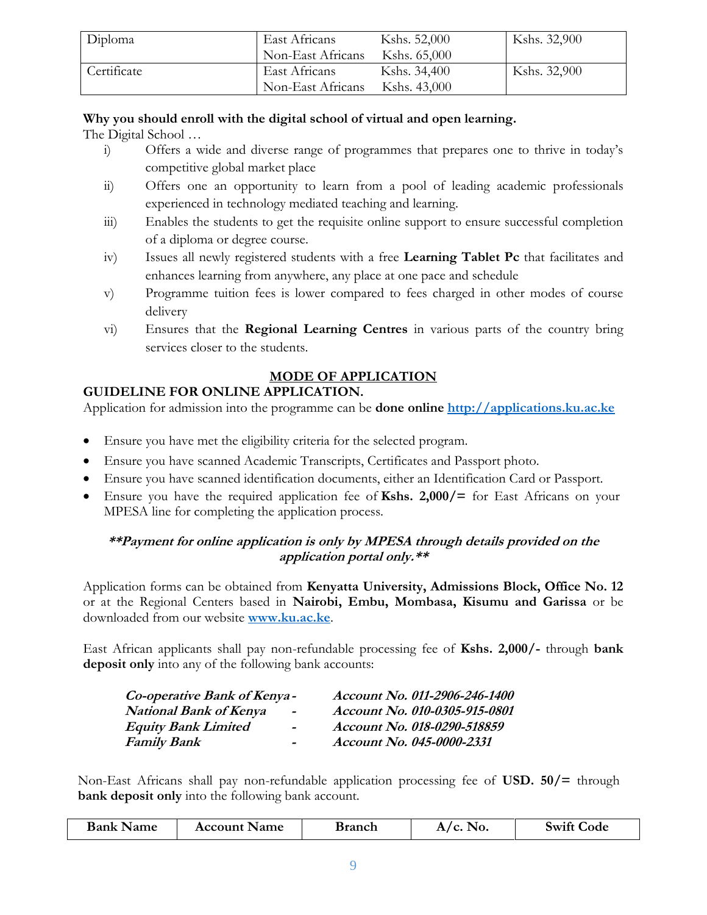| Diploma | East Africans<br>Non-East Africans | Kshs. 52,000<br>Kshs. 65,000 | Kshs. 32,900 |
|---|---|---|---|
| Certificate | East Africans<br>Non-East Africans | Kshs. 34,400<br>Kshs. 43,000 | Kshs. 32,900 |

**Why you should enroll with the digital school of virtual and open learning.**

The Digital School …

i) Offers a wide and diverse range of programmes that prepares one to thrive in today's competitive global market place

ii) Offers one an opportunity to learn from a pool of leading academic professionals experienced in technology mediated teaching and learning.

iii) Enables the students to get the requisite online support to ensure successful completion of a diploma or degree course.

iv) Issues all newly registered students with a free **Learning Tablet Pc** that facilitates and enhances learning from anywhere, any place at one pace and schedule

v) Programme tuition fees is lower compared to fees charged in other modes of course delivery

vi) Ensures that the **Regional Learning Centres** in various parts of the country bring services closer to the students.

## MODE OF APPLICATION

### GUIDELINE FOR ONLINE APPLICATION.

Application for admission into the programme can be **done online** **http://applications.ku.ac.ke**

- Ensure you have met the eligibility criteria for the selected program.
- Ensure you have scanned Academic Transcripts, Certificates and Passport photo.
- Ensure you have scanned identification documents, either an Identification Card or Passport.
- Ensure you have the required application fee of **Kshs. 2,000/=** for East Africans on your MPESA line for completing the application process.

***\*\*Payment for online application is only by MPESA through details provided on the application portal only.\*\****

Application forms can be obtained from **Kenyatta University, Admissions Block, Office No. 12** or at the Regional Centers based in **Nairobi, Embu, Mombasa, Kisumu and Garissa** or be downloaded from our website **www.ku.ac.ke**.

East African applicants shall pay non-refundable processing fee of **Kshs. 2,000/-** through **bank deposit only** into any of the following bank accounts:

***Co-operative Bank of Kenya - Account No. 011-2906-246-1400***
***National Bank of Kenya - Account No. 010-0305-915-0801***
***Equity Bank Limited - Account No. 018-0290-518859***
***Family Bank - Account No. 045-0000-2331***

Non-East Africans shall pay non-refundable application processing fee of **USD. 50/=** through **bank deposit only** into the following bank account.

| Bank Name | Account Name | Branch | A/c. No. | Swift Code |
|---|---|---|---|---|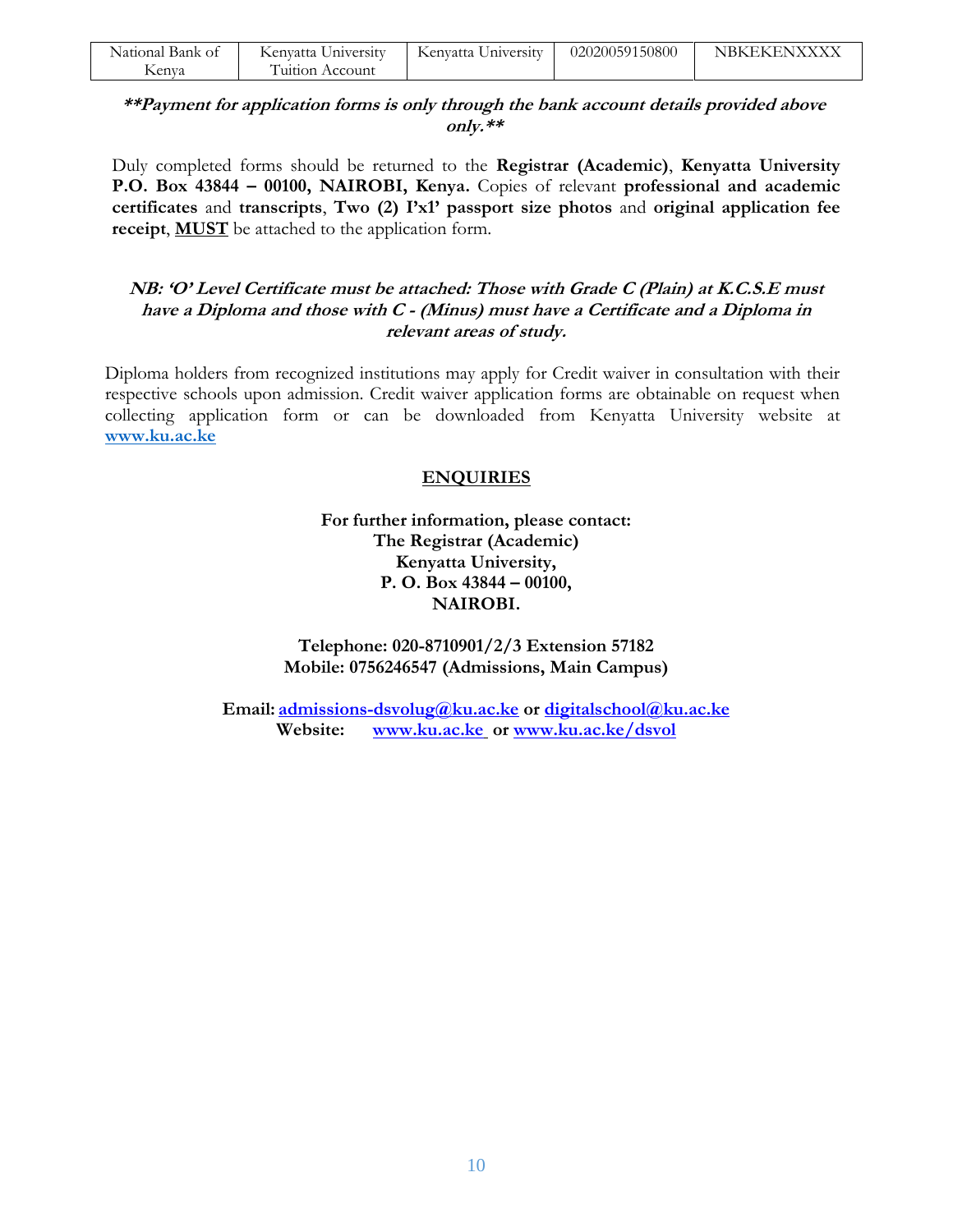| | | | | |
|---|---|---|---|---|
| National Bank of Kenya | Kenyatta University Tuition Account | Kenyatta University | 02020059150800 | NBKEKENXXXX |

***\*\*Payment for application forms is only through the bank account details provided above only.\*\****

Duly completed forms should be returned to the **Registrar (Academic)**, **Kenyatta University P.O. Box 43844 – 00100, NAIROBI, Kenya.** Copies of relevant **professional and academic certificates** and **transcripts**, **Two (2) I'x1' passport size photos** and **original application fee receipt**, **MUST** be attached to the application form.

***NB: 'O' Level Certificate must be attached: Those with Grade C (Plain) at K.C.S.E must have a Diploma and those with C - (Minus) must have a Certificate and a Diploma in relevant areas of study.***

Diploma holders from recognized institutions may apply for Credit waiver in consultation with their respective schools upon admission. Credit waiver application forms are obtainable on request when collecting application form or can be downloaded from Kenyatta University website at **www.ku.ac.ke**

## ENQUIRIES

**For further information, please contact:**
**The Registrar (Academic)**
**Kenyatta University,**
**P. O. Box 43844 – 00100,**
**NAIROBI.**

**Telephone: 020-8710901/2/3 Extension 57182**
**Mobile: 0756246547 (Admissions, Main Campus)**

**Email: admissions-dsvolug@ku.ac.ke or digitalschool@ku.ac.ke**
**Website: www.ku.ac.ke or www.ku.ac.ke/dsvol**